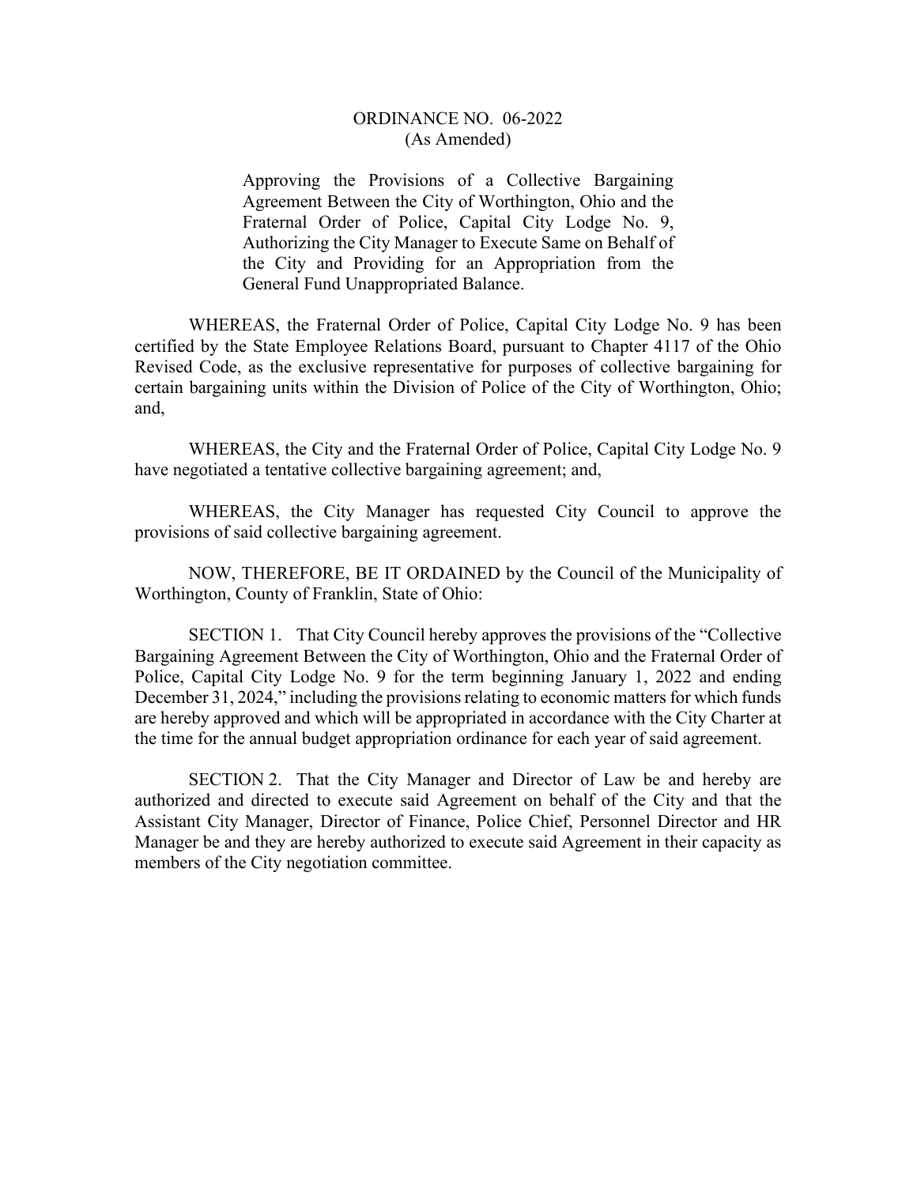# ORDINANCE NO. 06-2022
(As Amended)

Approving the Provisions of a Collective Bargaining Agreement Between the City of Worthington, Ohio and the Fraternal Order of Police, Capital City Lodge No. 9, Authorizing the City Manager to Execute Same on Behalf of the City and Providing for an Appropriation from the General Fund Unappropriated Balance.

WHEREAS, the Fraternal Order of Police, Capital City Lodge No. 9 has been certified by the State Employee Relations Board, pursuant to Chapter 4117 of the Ohio Revised Code, as the exclusive representative for purposes of collective bargaining for certain bargaining units within the Division of Police of the City of Worthington, Ohio; and,

WHEREAS, the City and the Fraternal Order of Police, Capital City Lodge No. 9 have negotiated a tentative collective bargaining agreement; and,

WHEREAS, the City Manager has requested City Council to approve the provisions of said collective bargaining agreement.

NOW, THEREFORE, BE IT ORDAINED by the Council of the Municipality of Worthington, County of Franklin, State of Ohio:

SECTION 1. That City Council hereby approves the provisions of the "Collective Bargaining Agreement Between the City of Worthington, Ohio and the Fraternal Order of Police, Capital City Lodge No. 9 for the term beginning January 1, 2022 and ending December 31, 2024," including the provisions relating to economic matters for which funds are hereby approved and which will be appropriated in accordance with the City Charter at the time for the annual budget appropriation ordinance for each year of said agreement.

SECTION 2. That the City Manager and Director of Law be and hereby are authorized and directed to execute said Agreement on behalf of the City and that the Assistant City Manager, Director of Finance, Police Chief, Personnel Director and HR Manager be and they are hereby authorized to execute said Agreement in their capacity as members of the City negotiation committee.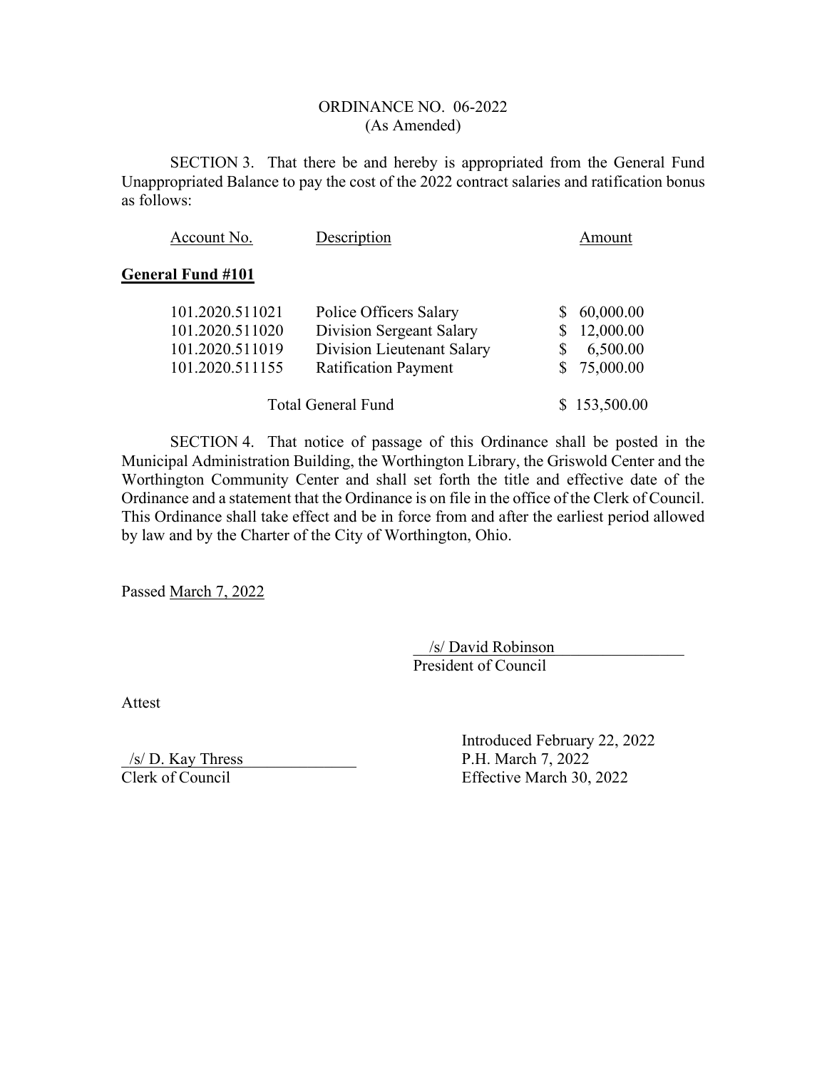ORDINANCE NO. 06-2022
(As Amended)

SECTION 3. That there be and hereby is appropriated from the General Fund Unappropriated Balance to pay the cost of the 2022 contract salaries and ratification bonus as follows:

| Account No. | Description | Amount |
|---|---|---|
| **General Fund #101** | | |
| 101.2020.511021 | Police Officers Salary | $ 60,000.00 |
| 101.2020.511020 | Division Sergeant Salary | $ 12,000.00 |
| 101.2020.511019 | Division Lieutenant Salary | $ 6,500.00 |
| 101.2020.511155 | Ratification Payment | $ 75,000.00 |
| | Total General Fund | $ 153,500.00 |

SECTION 4. That notice of passage of this Ordinance shall be posted in the Municipal Administration Building, the Worthington Library, the Griswold Center and the Worthington Community Center and shall set forth the title and effective date of the Ordinance and a statement that the Ordinance is on file in the office of the Clerk of Council. This Ordinance shall take effect and be in force from and after the earliest period allowed by law and by the Charter of the City of Worthington, Ohio.

Passed March 7, 2022

/s/ David Robinson
President of Council

Attest

/s/ D. Kay Thress
Clerk of Council

Introduced February 22, 2022
P.H. March 7, 2022
Effective March 30, 2022